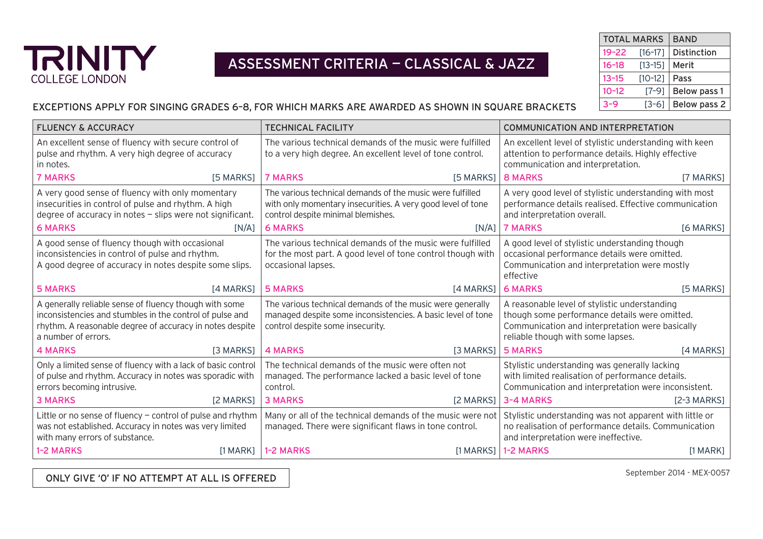TRINITY
COLLEGE LONDON

# ASSESSMENT CRITERIA – CLASSICAL & JAZZ

| TOTAL MARKS | | BAND |
|---|---|---|
| 19–22 | [16–17] | Distinction |
| 16–18 | [13–15] | Merit |
| 13–15 | [10–12] | Pass |
| 10–12 | [7–9] | Below pass 1 |
| 3–9 | [3–6] | Below pass 2 |

EXCEPTIONS APPLY FOR SINGING GRADES 6–8, FOR WHICH MARKS ARE AWARDED AS SHOWN IN SQUARE BRACKETS

| FLUENCY & ACCURACY | TECHNICAL FACILITY | COMMUNICATION AND INTERPRETATION |
|---|---|---|
| An excellent sense of fluency with secure control of pulse and rhythm. A very high degree of accuracy in notes. **7 MARKS** [5 MARKS] | The various technical demands of the music were fulfilled to a very high degree. An excellent level of tone control. **7 MARKS** [5 MARKS] | An excellent level of stylistic understanding with keen attention to performance details. Highly effective communication and interpretation. **8 MARKS** [7 MARKS] |
| A very good sense of fluency with only momentary insecurities in control of pulse and rhythm. A high degree of accuracy in notes – slips were not significant. **6 MARKS** [N/A] | The various technical demands of the music were fulfilled with only momentary insecurities. A very good level of tone control despite minimal blemishes. **6 MARKS** [N/A] | A very good level of stylistic understanding with most performance details realised. Effective communication and interpretation overall. **7 MARKS** [6 MARKS] |
| A good sense of fluency though with occasional inconsistencies in control of pulse and rhythm. A good degree of accuracy in notes despite some slips. **5 MARKS** [4 MARKS] | The various technical demands of the music were fulfilled for the most part. A good level of tone control though with occasional lapses. **5 MARKS** [4 MARKS] | A good level of stylistic understanding though occasional performance details were omitted. Communication and interpretation were mostly effective **6 MARKS** [5 MARKS] |
| A generally reliable sense of fluency though with some inconsistencies and stumbles in the control of pulse and rhythm. A reasonable degree of accuracy in notes despite a number of errors. **4 MARKS** [3 MARKS] | The various technical demands of the music were generally managed despite some inconsistencies. A basic level of tone control despite some insecurity. **4 MARKS** [3 MARKS] | A reasonable level of stylistic understanding though some performance details were omitted. Communication and interpretation were basically reliable though with some lapses. **5 MARKS** [4 MARKS] |
| Only a limited sense of fluency with a lack of basic control of pulse and rhythm. Accuracy in notes was sporadic with errors becoming intrusive. **3 MARKS** [2 MARKS] | The technical demands of the music were often not managed. The performance lacked a basic level of tone control. **3 MARKS** [2 MARKS] | Stylistic understanding was generally lacking with limited realisation of performance details. Communication and interpretation were inconsistent. **3–4 MARKS** [2–3 MARKS] |
| Little or no sense of fluency – control of pulse and rhythm was not established. Accuracy in notes was very limited with many errors of substance. **1–2 MARKS** [1 MARK] | Many or all of the technical demands of the music were not managed. There were significant flaws in tone control. **1–2 MARKS** [1 MARKS] | Stylistic understanding was not apparent with little or no realisation of performance details. Communication and interpretation were ineffective. **1–2 MARKS** [1 MARK] |

ONLY GIVE '0' IF NO ATTEMPT AT ALL IS OFFERED

September 2014 - MEX-0057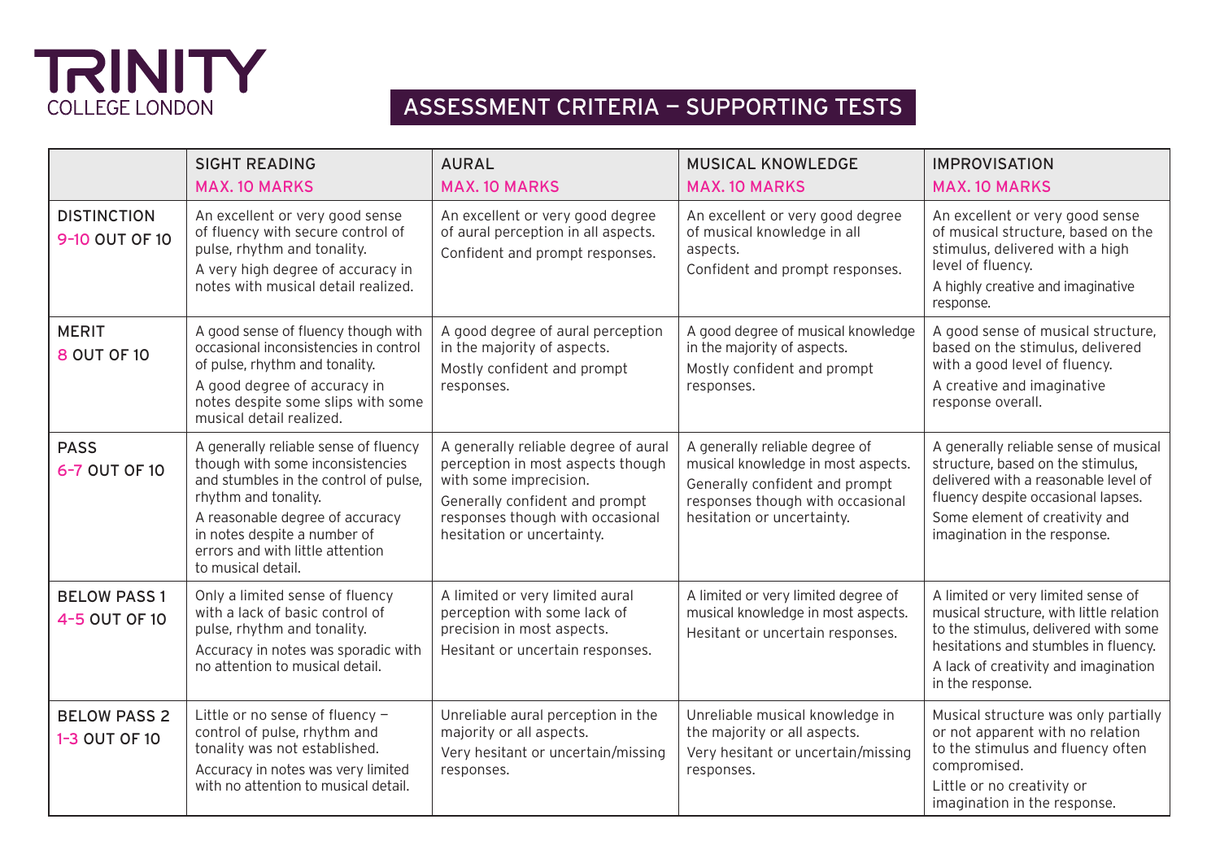TRINITY COLLEGE LONDON

# ASSESSMENT CRITERIA — SUPPORTING TESTS

| | SIGHT READING MAX. 10 MARKS | AURAL MAX. 10 MARKS | MUSICAL KNOWLEDGE MAX. 10 MARKS | IMPROVISATION MAX. 10 MARKS |
|---|---|---|---|---|
| DISTINCTION 9–10 OUT OF 10 | An excellent or very good sense of fluency with secure control of pulse, rhythm and tonality. A very high degree of accuracy in notes with musical detail realized. | An excellent or very good degree of aural perception in all aspects. Confident and prompt responses. | An excellent or very good degree of musical knowledge in all aspects. Confident and prompt responses. | An excellent or very good sense of musical structure, based on the stimulus, delivered with a high level of fluency. A highly creative and imaginative response. |
| MERIT 8 OUT OF 10 | A good sense of fluency though with occasional inconsistences in control of pulse, rhythm and tonality. A good degree of accuracy in notes despite some slips with some musical detail realized. | A good degree of aural perception in the majority of aspects. Mostly confident and prompt responses. | A good degree of musical knowledge in the majority of aspects. Mostly confident and prompt responses. | A good sense of musical structure, based on the stimulus, delivered with a good level of fluency. A creative and imaginative response overall. |
| PASS 6–7 OUT OF 10 | A generally reliable sense of fluency though with some inconsistencies and stumbles in the control of pulse, rhythm and tonality. A reasonable degree of accuracy in notes despite a number of errors and with little attention to musical detail. | A generally reliable degree of aural perception in most aspects though with some imprecision. Generally confident and prompt responses though with occasional hesitation or uncertainty. | A generally reliable degree of musical knowledge in most aspects. Generally confident and prompt responses though with occasional hesitation or uncertainty. | A generally reliable sense of musical structure, based on the stimulus, delivered with a reasonable level of fluency despite occasional lapses. Some element of creativity and imagination in the response. |
| BELOW PASS 1 4–5 OUT OF 10 | Only a limited sense of fluency with a lack of basic control of pulse, rhythm and tonality. Accuracy in notes was sporadic with no attention to musical detail. | A limited or very limited aural perception with some lack of precision in most aspects. Hesitant or uncertain responses. | A limited or very limited degree of musical knowledge in most aspects. Hesitant or uncertain responses. | A limited or very limited sense of musical structure, with little relation to the stimulus, delivered with some hesitations and stumbles in fluency. A lack of creativity and imagination in the response. |
| BELOW PASS 2 1–3 OUT OF 10 | Little or no sense of fluency — control of pulse, rhythm and tonality was not established. Accuracy in notes was very limited with no attention to musical detail. | Unreliable aural perception in the majority or all aspects. Very hesitant or uncertain/missing responses. | Unreliable musical knowledge in the majority or all aspects. Very hesitant or uncertain/missing responses. | Musical structure was only partially or not apparent with no relation to the stimulus and fluency often compromised. Little or no creativity or imagination in the response. |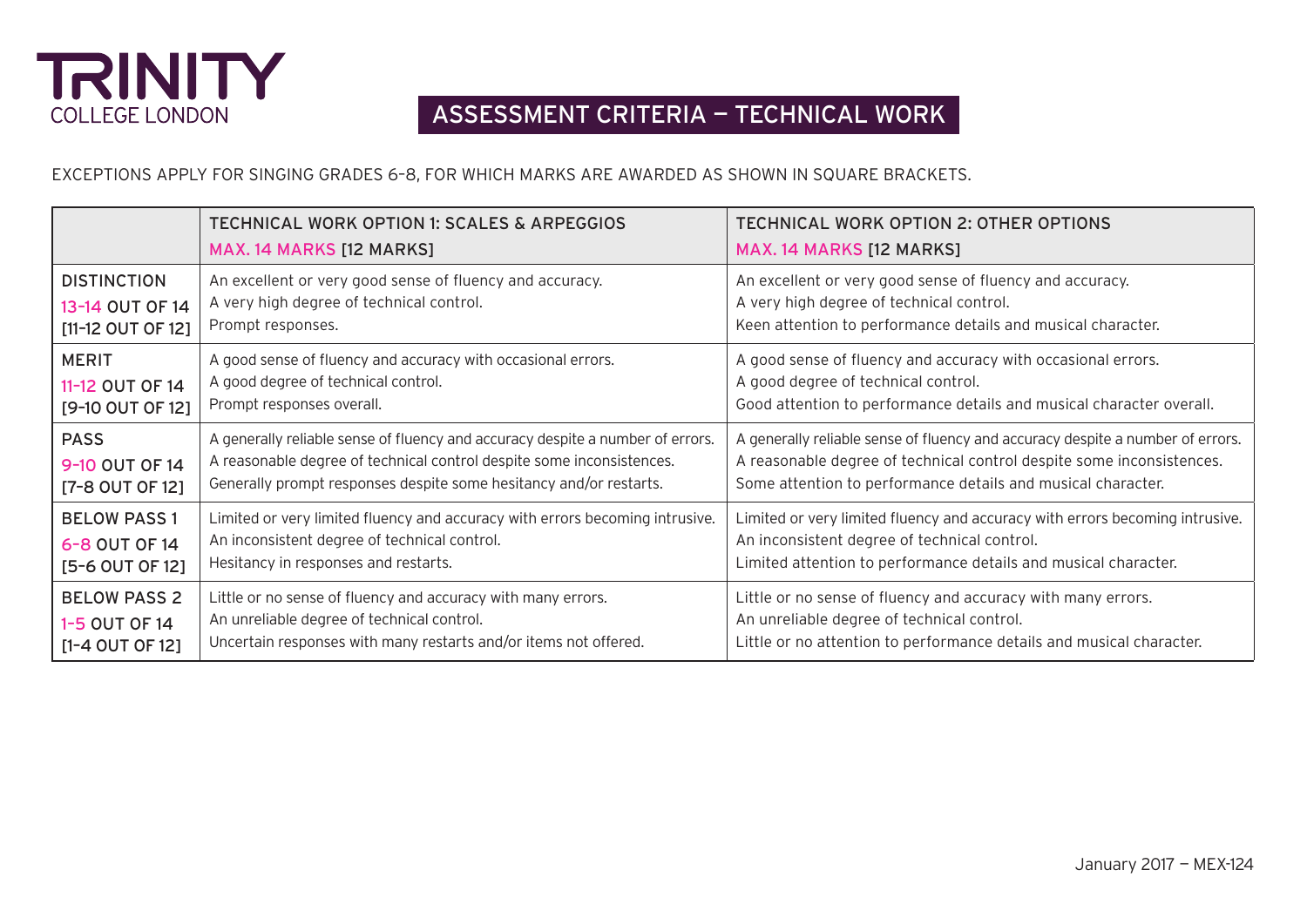# TRINITY
COLLEGE LONDON

## ASSESSMENT CRITERIA — TECHNICAL WORK

EXCEPTIONS APPLY FOR SINGING GRADES 6–8, FOR WHICH MARKS ARE AWARDED AS SHOWN IN SQUARE BRACKETS.

| | TECHNICAL WORK OPTION 1: SCALES & ARPEGGIOS<br>MAX. 14 MARKS [12 MARKS] | TECHNICAL WORK OPTION 2: OTHER OPTIONS<br>MAX. 14 MARKS [12 MARKS] |
|---|---|---|
| DISTINCTION<br>13–14 OUT OF 14<br>[11–12 OUT OF 12] | An excellent or very good sense of fluency and accuracy.<br>A very high degree of technical control.<br>Prompt responses. | An excellent or very good sense of fluency and accuracy.<br>A very high degree of technical control.<br>Keen attention to performance details and musical character. |
| MERIT<br>11–12 OUT OF 14<br>[9–10 OUT OF 12] | A good sense of fluency and accuracy with occasional errors.<br>A good degree of technical control.<br>Prompt responses overall. | A good sense of fluency and accuracy with occasional errors.<br>A good degree of technical control.<br>Good attention to performance details and musical character overall. |
| PASS<br>9–10 OUT OF 14<br>[7–8 OUT OF 12] | A generally reliable sense of fluency and accuracy despite a number of errors.<br>A reasonable degree of technical control despite some inconsistences.<br>Generally prompt responses despite some hesitancy and/or restarts. | A generally reliable sense of fluency and accuracy despite a number of errors.<br>A reasonable degree of technical control despite some inconsistences.<br>Some attention to performance details and musical character. |
| BELOW PASS 1<br>6–8 OUT OF 14<br>[5–6 OUT OF 12] | Limited or very limited fluency and accuracy with errors becoming intrusive.<br>An inconsistent degree of technical control.<br>Hesitancy in responses and restarts. | Limited or very limited fluency and accuracy with errors becoming intrusive.<br>An inconsistent degree of technical control.<br>Limited attention to performance details and musical character. |
| BELOW PASS 2<br>1–5 OUT OF 14<br>[1–4 OUT OF 12] | Little or no sense of fluency and accuracy with many errors.<br>An unreliable degree of technical control.<br>Uncertain responses with many restarts and/or items not offered. | Little or no sense of fluency and accuracy with many errors.<br>An unreliable degree of technical control.<br>Little or no attention to performance details and musical character. |

January 2017 — MEX-124